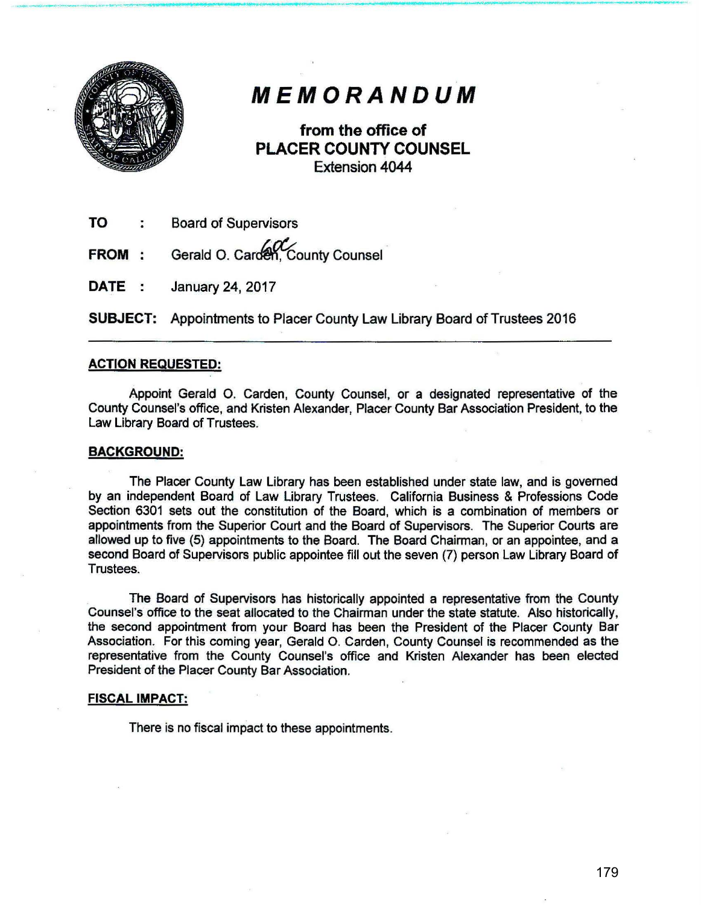# MEMORANDUM

**from the office of**
**PLACER COUNTY COUNSEL**
Extension 4044

**TO :** Board of Supervisors

**FROM :** Gerald O. Carden, County Counsel

**DATE :** January 24, 2017

**SUBJECT:** Appointments to Placer County Law Library Board of Trustees 2016

---

**ACTION REQUESTED:**

Appoint Gerald O. Carden, County Counsel, or a designated representative of the County Counsel's office, and Kristen Alexander, Placer County Bar Association President, to the Law Library Board of Trustees.

**BACKGROUND:**

The Placer County Law Library has been established under state law, and is governed by an independent Board of Law Library Trustees. California Business & Professions Code Section 6301 sets out the constitution of the Board, which is a combination of members or appointments from the Superior Court and the Board of Supervisors. The Superior Courts are allowed up to five (5) appointments to the Board. The Board Chairman, or an appointee, and a second Board of Supervisors public appointee fill out the seven (7) person Law Library Board of Trustees.

The Board of Supervisors has historically appointed a representative from the County Counsel's office to the seat allocated to the Chairman under the state statute. Also historically, the second appointment from your Board has been the President of the Placer County Bar Association. For this coming year, Gerald O. Carden, County Counsel is recommended as the representative from the County Counsel's office and Kristen Alexander has been elected President of the Placer County Bar Association.

**FISCAL IMPACT:**

There is no fiscal impact to these appointments.